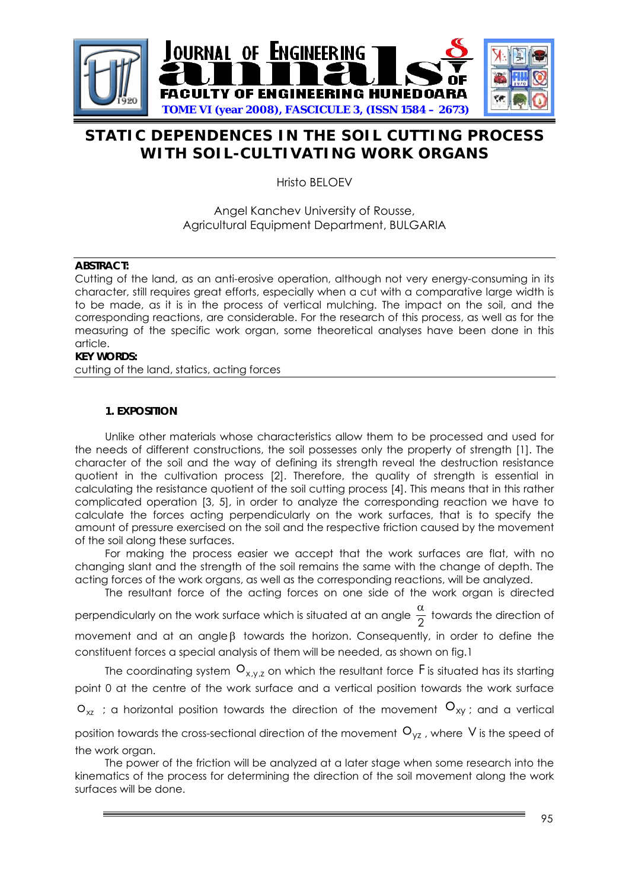# STATIC DEPENDENCES IN THE SOIL CUTTING PROCESS WITH SOIL-CULTIVATING WORK ORGANS

Hristo BELOEV

Angel Kanchev University of Rousse,
Agricultural Equipment Department, BULGARIA

**ABSTRACT:**
Cutting of the land, as an anti-erosive operation, although not very energy-consuming in its character, still requires great efforts, especially when a cut with a comparative large width is to be made, as it is in the process of vertical mulching. The impact on the soil, and the corresponding reactions, are considerable. For the research of this process, as well as for the measuring of the specific work organ, some theoretical analyses have been done in this article.

**KEY WORDS:**
cutting of the land, statics, acting forces

## 1. EXPOSITION

Unlike other materials whose characteristics allow them to be processed and used for the needs of different constructions, the soil possesses only the property of strength [1]. The character of the soil and the way of defining its strength reveal the destruction resistance quotient in the cultivation process [2]. Therefore, the quality of strength is essential in calculating the resistance quotient of the soil cutting process [4]. This means that in this rather complicated operation [3, 5], in order to analyze the corresponding reaction we have to calculate the forces acting perpendicularly on the work surfaces, that is to specify the amount of pressure exercised on the soil and the respective friction caused by the movement of the soil along these surfaces.

For making the process easier we accept that the work surfaces are flat, with no changing slant and the strength of the soil remains the same with the change of depth. The acting forces of the work organs, as well as the corresponding reactions, will be analyzed.

The resultant force of the acting forces on one side of the work organ is directed perpendicularly on the work surface which is situated at an angle $\frac{\alpha}{2}$ towards the direction of movement and at an angle $\beta$ towards the horizon. Consequently, in order to define the constituent forces a special analysis of them will be needed, as shown on fig.1

The coordinating system $O_{x,y,z}$ on which the resultant force $F$ is situated has its starting point 0 at the centre of the work surface and a vertical position towards the work surface $O_{xz}$ ; a horizontal position towards the direction of the movement $O_{xy}$ ; and a vertical position towards the cross-sectional direction of the movement $O_{yz}$ , where $V$ is the speed of the work organ.

The power of the friction will be analyzed at a later stage when some research into the kinematics of the process for determining the direction of the soil movement along the work surfaces will be done.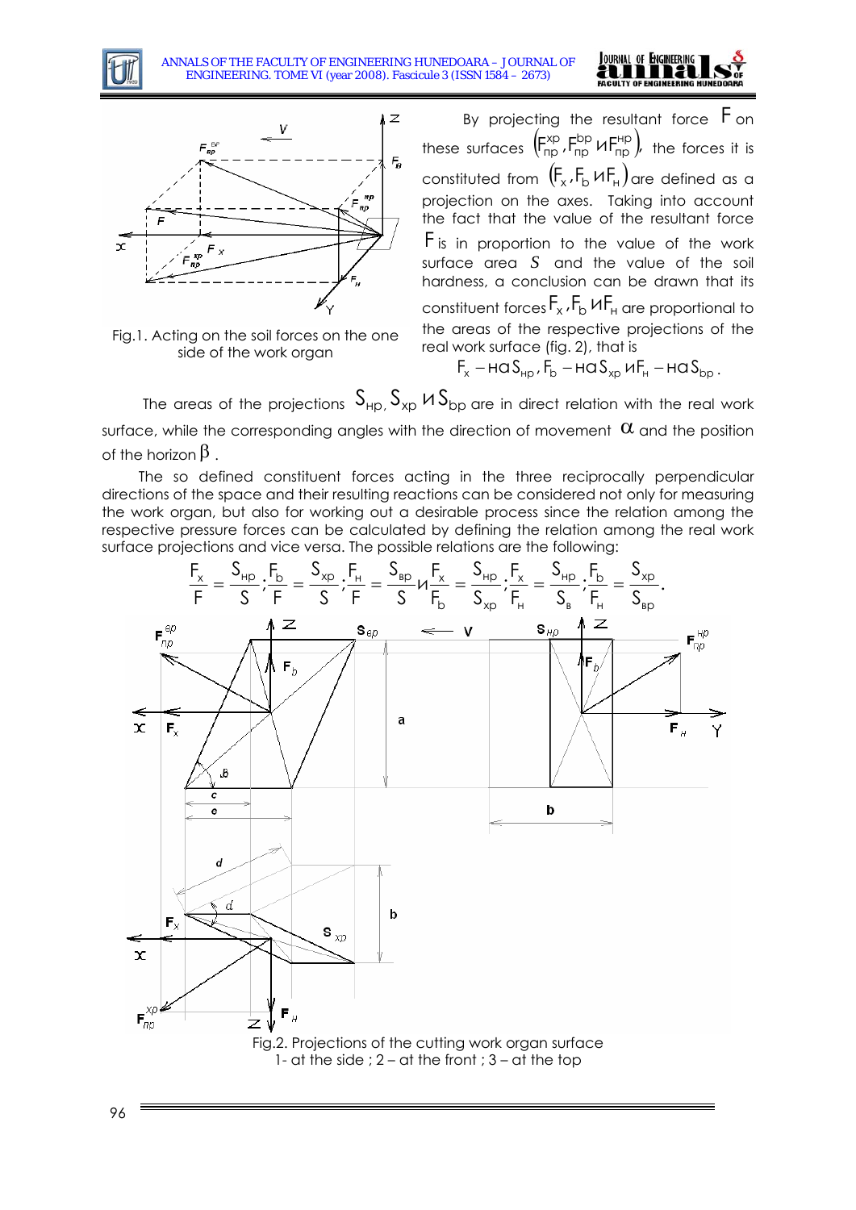By projecting the resultant force $F$ on these surfaces $\left(F_{пр}^{хр}, F_{пр}^{bр} \text{ и } F_{пр}^{нр}\right)$, the forces it is constituted from $\left(F_x, F_b \text{ и } F_н\right)$ are defined as a projection on the axes. Taking into account the fact that the value of the resultant force $F$ is in proportion to the value of the work surface area $S$ and the value of the soil hardness, a conclusion can be drawn that its constituent forces $F_x, F_b \text{ и } F_н$ are proportional to the areas of the respective projections of the real work surface (fig. 2), that is

$$F_x - на\, S_{нр}, F_b - на\, S_{хр} \text{ и } F_н - на\, S_{bр}.$$

Fig.1. Acting on the soil forces on the one side of the work organ

The areas of the projections $S_{НР}, S_{хр} \text{ и } S_{bр}$ are in direct relation with the real work surface, while the corresponding angles with the direction of movement $\alpha$ and the position of the horizon $\beta$.

The so defined constituent forces acting in the three reciprocally perpendicular directions of the space and their resulting reactions can be considered not only for measuring the work organ, but also for working out a desirable process since the relation among the respective pressure forces can be calculated by defining the relation among the real work surface projections and vice versa. The possible relations are the following:

$$\frac{F_x}{F} = \frac{S_{НР}}{S}; \frac{F_b}{F} = \frac{S_{хр}}{S}; \frac{F_н}{F} = \frac{S_{вр}}{S} \text{ и } \frac{F_x}{F_b} = \frac{S_{нр}}{S_{хр}}; \frac{F_x}{F_н} = \frac{S_{нр}}{S_в}; \frac{F_b}{F_н} = \frac{S_{хр}}{S_{вр}}.$$

Fig.2. Projections of the cutting work organ surface
1- at the side ; 2 – at the front ; 3 – at the top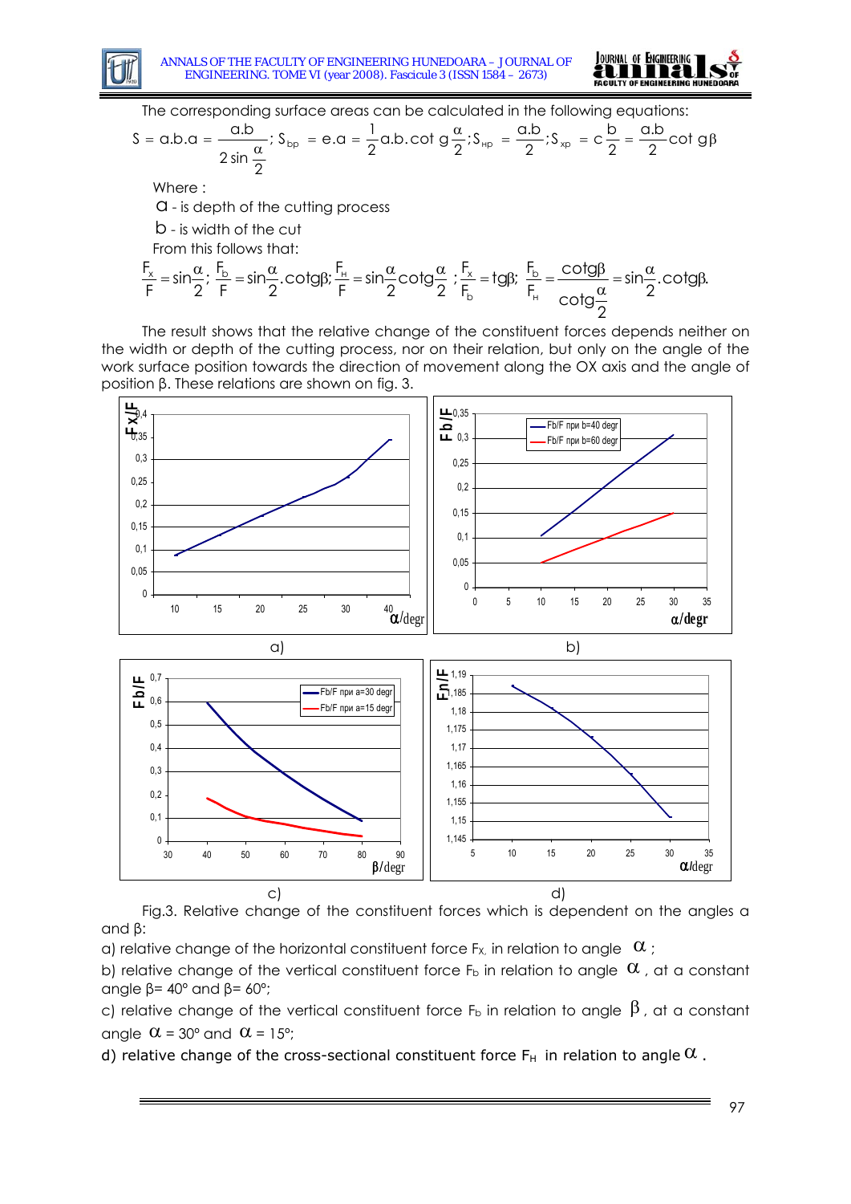The corresponding surface areas can be calculated in the following equations:

$$S = a.b.a = \frac{a.b}{2\sin\frac{\alpha}{2}};\ S_{bp} = e.a = \frac{1}{2}a.b.\cot g\frac{\alpha}{2};\ S_{Hp} = \frac{a.b}{2};\ S_{xp} = c\frac{b}{2} = \frac{a.b}{2}\cot g\beta$$

Where :

$a$ - is depth of the cutting process

$b$ - is width of the cut

From this follows that:

$$\frac{F_x}{F} = \sin\frac{\alpha}{2};\ \frac{F_b}{F} = \sin\frac{\alpha}{2}.\cot g\beta;\ \frac{F_H}{F} = \sin\frac{\alpha}{2}\cot g\frac{\alpha}{2};\ \frac{F_x}{F_b} = tg\beta;\ \frac{F_b}{F_H} = \frac{\cot g\beta}{\cot g\frac{\alpha}{2}} = \sin\frac{\alpha}{2}.\cot g\beta.$$

The result shows that the relative change of the constituent forces depends neither on the width or depth of the cutting process, nor on their relation, but only on the angle of the work surface position towards the direction of movement along the OX axis and the angle of position β. These relations are shown on fig. 3.

a) b)

c) d)

Fig.3. Relative change of the constituent forces which is dependent on the angles α and β:

a) relative change of the horizontal constituent force $F_x$, in relation to angle $\alpha$ ;

b) relative change of the vertical constituent force $F_b$ in relation to angle $\alpha$, at a constant angle β= 40° and β= 60°;

c) relative change of the vertical constituent force $F_b$ in relation to angle $\beta$, at a constant angle $\alpha$ = 30° and $\alpha$ = 15°;

d) relative change of the cross-sectional constituent force $F_H$ in relation to angle $\alpha$ .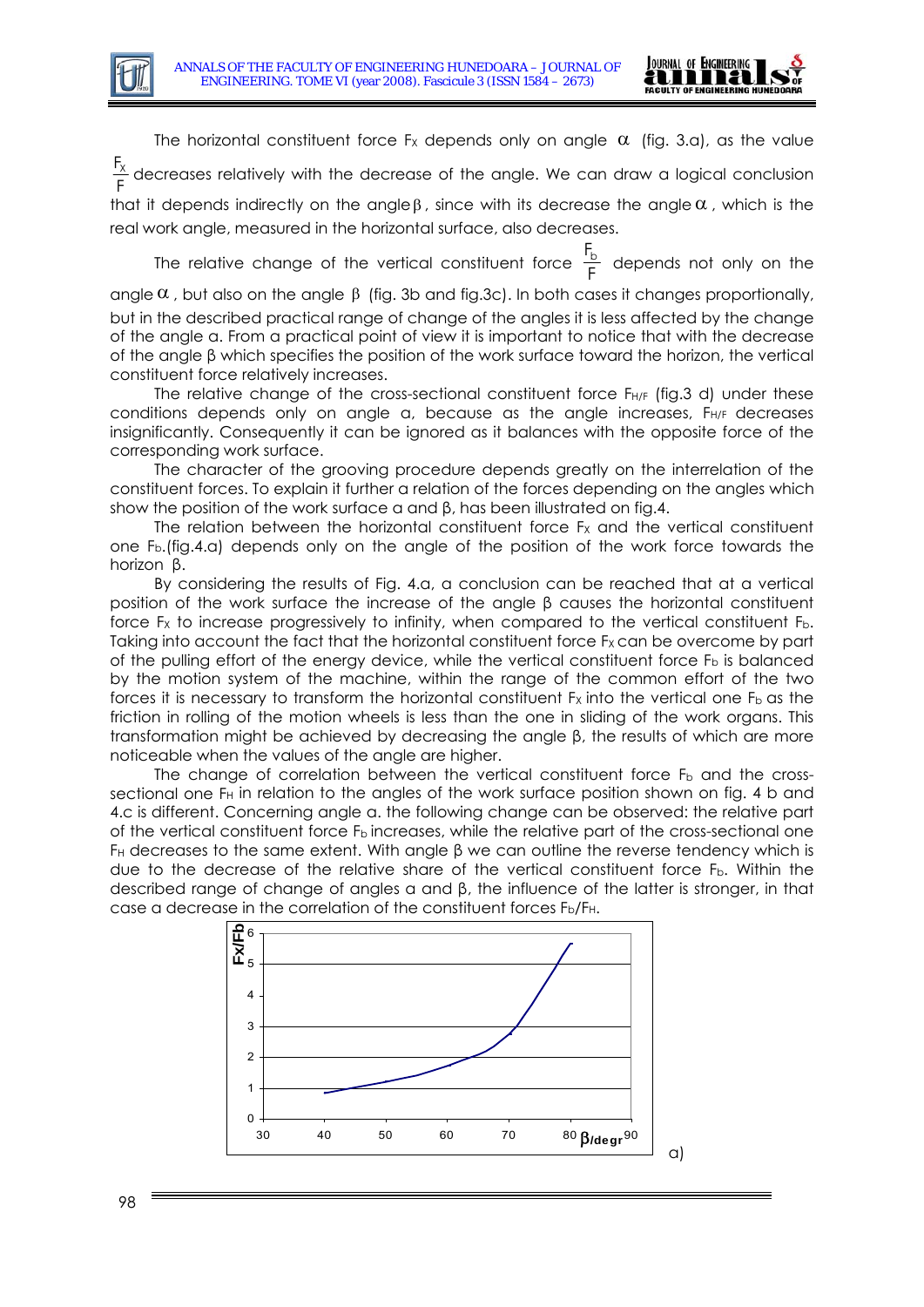The horizontal constituent force $F_X$ depends only on angle $\alpha$ (fig. 3.a), as the value $\frac{F_X}{F}$ decreases relatively with the decrease of the angle. We can draw a logical conclusion that it depends indirectly on the angle $\beta$, since with its decrease the angle $\alpha$, which is the real work angle, measured in the horizontal surface, also decreases.

The relative change of the vertical constituent force $\frac{F_b}{F}$ depends not only on the angle $\alpha$, but also on the angle $\beta$ (fig. 3b and fig.3c). In both cases it changes proportionally, but in the described practical range of change of the angles it is less affected by the change of the angle α. From a practical point of view it is important to notice that with the decrease of the angle β which specifies the position of the work surface toward the horizon, the vertical constituent force relatively increases.

The relative change of the cross-sectional constituent force $F_{H/F}$ (fig.3 d) under these conditions depends only on angle α, because as the angle increases, $F_{H/F}$ decreases insignificantly. Consequently it can be ignored as it balances with the opposite force of the corresponding work surface.

The character of the grooving procedure depends greatly on the interrelation of the constituent forces. To explain it further a relation of the forces depending on the angles which show the position of the work surface α and β, has been illustrated on fig.4.

The relation between the horizontal constituent force $F_X$ and the vertical constituent one $F_b$.(fig.4.a) depends only on the angle of the position of the work force towards the horizon β.

By considering the results of Fig. 4.a, a conclusion can be reached that at a vertical position of the work surface the increase of the angle β causes the horizontal constituent force $F_X$ to increase progressively to infinity, when compared to the vertical constituent $F_b$. Taking into account the fact that the horizontal constituent force $F_X$ can be overcome by part of the pulling effort of the energy device, while the vertical constituent force $F_b$ is balanced by the motion system of the machine, within the range of the common effort of the two forces it is necessary to transform the horizontal constituent $F_X$ into the vertical one $F_b$ as the friction in rolling of the motion wheels is less than the one in sliding of the work organs. This transformation might be achieved by decreasing the angle β, the results of which are more noticeable when the values of the angle are higher.

The change of correlation between the vertical constituent force $F_b$ and the cross-sectional one $F_H$ in relation to the angles of the work surface position shown on fig. 4 b and 4.c is different. Concerning angle α. the following change can be observed: the relative part of the vertical constituent force $F_b$ increases, while the relative part of the cross-sectional one $F_H$ decreases to the same extent. With angle β we can outline the reverse tendency which is due to the decrease of the relative share of the vertical constituent force $F_b$. Within the described range of change of angles α and β, the influence of the latter is stronger, in that case a decrease in the correlation of the constituent forces $F_b/F_H$.

a)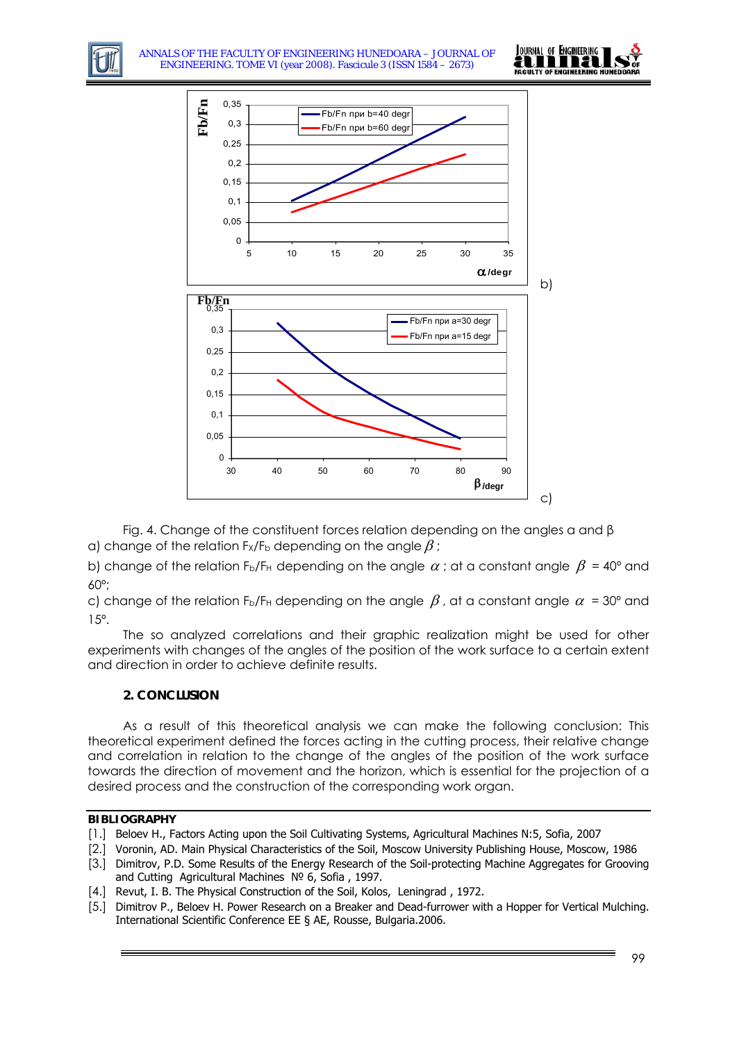Fb/Fn

0,35
0,3
0,25
0,2
0,15
0,1
0,05
0

5 10 15 20 25 30 35

α/degr

Fb/Fn при b=40 degr
Fb/Fn при b=60 degr

b)

Fb/Fn

0,35
0,3
0,25
0,2
0,15
0,1
0,05
0

30 40 50 60 70 80 90

β/degr

Fb/Fn при a=30 degr
Fb/Fn при a=15 degr

c)

Fig. 4. Change of the constituent forces relation depending on the angles a and β

a) change of the relation $F_x/F_b$ depending on the angle $\beta$ ;

b) change of the relation $F_b/F_H$ depending on the angle $\alpha$ ; at a constant angle $\beta$ = 40° and 60°;

c) change of the relation $F_b/F_H$ depending on the angle $\beta$ , at a constant angle $\alpha$ = 30° and 15°.

The so analyzed correlations and their graphic realization might be used for other experiments with changes of the angles of the position of the work surface to a certain extent and direction in order to achieve definite results.

## 2. CONCLUSION

As a result of this theoretical analysis we can make the following conclusion: This theoretical experiment defined the forces acting in the cutting process, their relative change and correlation in relation to the change of the angles of the position of the work surface towards the direction of movement and the horizon, which is essential for the projection of a desired process and the construction of the corresponding work organ.

## BIBLIOGRAPHY

[1.] Beloev H., Factors Acting upon the Soil Cultivating Systems, Agricultural Machines N:5, Sofia, 2007

[2.] Voronin, AD. Main Physical Characteristics of the Soil, Moscow University Publishing House, Moscow, 1986

[3.] Dimitrov, P.D. Some Results of the Energy Research of the Soil-protecting Machine Aggregates for Grooving and Cutting Agricultural Machines № 6, Sofia , 1997.

[4.] Revut, I. B. The Physical Construction of the Soil, Kolos, Leningrad , 1972.

[5.] Dimitrov P., Beloev H. Power Research on a Breaker and Dead-furrower with a Hopper for Vertical Mulching. International Scientific Conference EE § AE, Rousse, Bulgaria.2006.